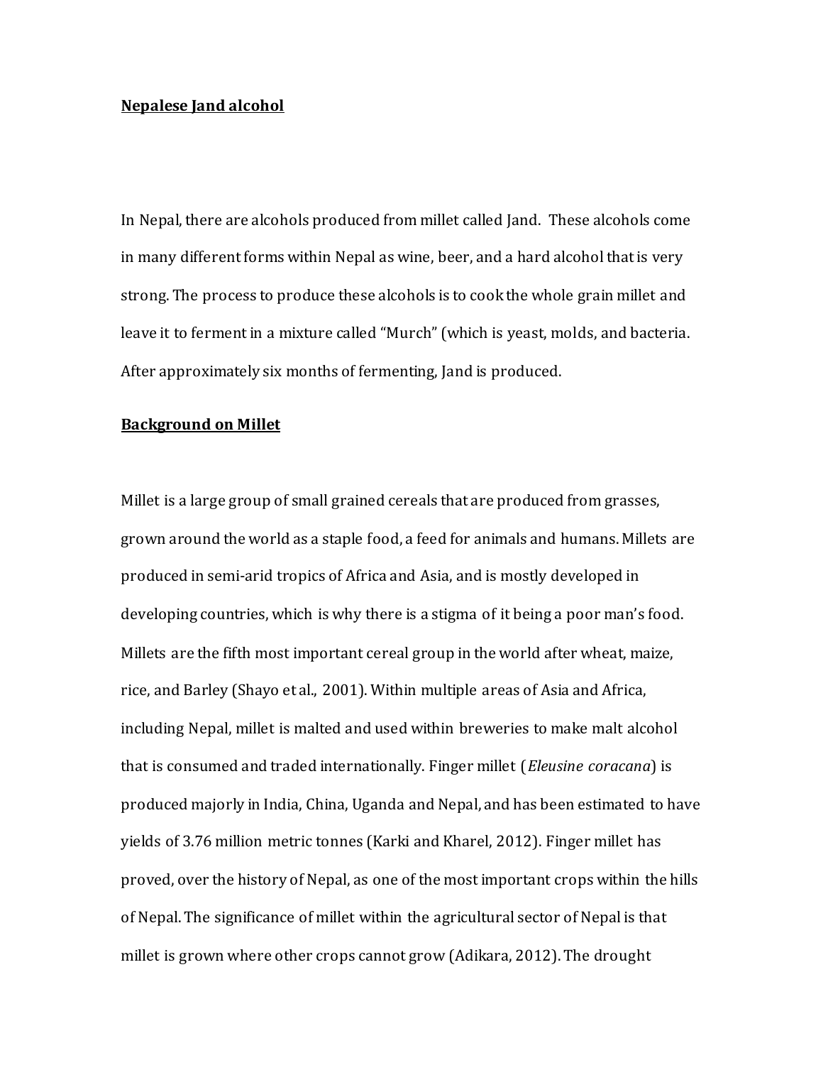**Nepalese Jand alcohol**

In Nepal, there are alcohols produced from millet called Jand. These alcohols come in many different forms within Nepal as wine, beer, and a hard alcohol that is very strong. The process to produce these alcohols is to cook the whole grain millet and leave it to ferment in a mixture called "Murch" (which is yeast, molds, and bacteria. After approximately six months of fermenting, Jand is produced.

**Background on Millet**

Millet is a large group of small grained cereals that are produced from grasses, grown around the world as a staple food, a feed for animals and humans. Millets are produced in semi-arid tropics of Africa and Asia, and is mostly developed in developing countries, which is why there is a stigma of it being a poor man's food. Millets are the fifth most important cereal group in the world after wheat, maize, rice, and Barley (Shayo et al., 2001). Within multiple areas of Asia and Africa, including Nepal, millet is malted and used within breweries to make malt alcohol that is consumed and traded internationally. Finger millet (*Eleusine coracana*) is produced majorly in India, China, Uganda and Nepal, and has been estimated to have yields of 3.76 million metric tonnes (Karki and Kharel, 2012). Finger millet has proved, over the history of Nepal, as one of the most important crops within the hills of Nepal. The significance of millet within the agricultural sector of Nepal is that millet is grown where other crops cannot grow (Adikara, 2012). The drought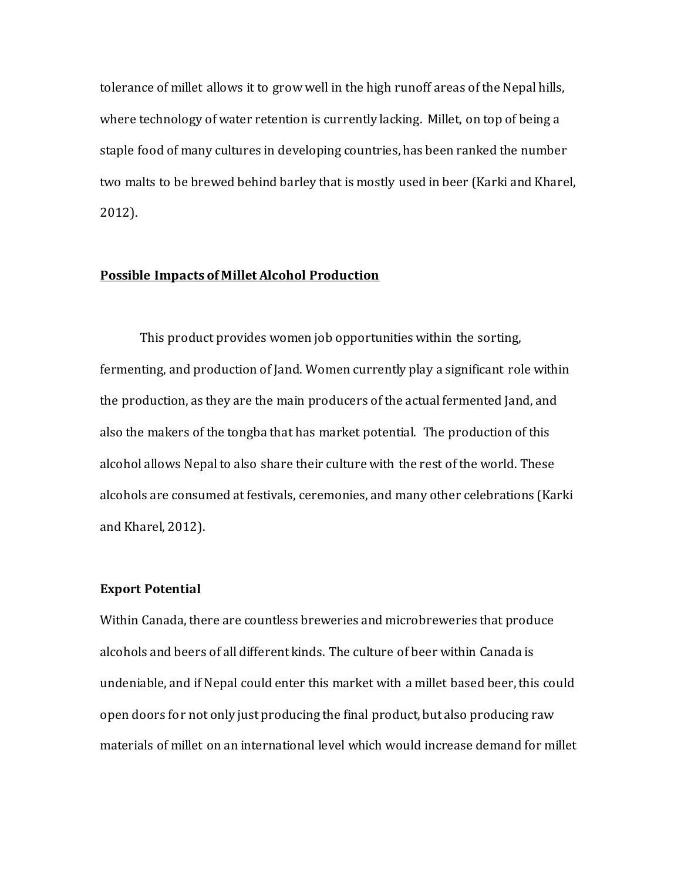tolerance of millet allows it to grow well in the high runoff areas of the Nepal hills, where technology of water retention is currently lacking. Millet, on top of being a staple food of many cultures in developing countries, has been ranked the number two malts to be brewed behind barley that is mostly used in beer (Karki and Kharel, 2012).

## **Possible Impacts of Millet Alcohol Production**

This product provides women job opportunities within the sorting, fermenting, and production of Jand. Women currently play a significant role within the production, as they are the main producers of the actual fermented Jand, and also the makers of the tongba that has market potential. The production of this alcohol allows Nepal to also share their culture with the rest of the world. These alcohols are consumed at festivals, ceremonies, and many other celebrations (Karki and Kharel, 2012).

### **Export Potential**

Within Canada, there are countless breweries and microbreweries that produce alcohols and beers of all different kinds. The culture of beer within Canada is undeniable, and if Nepal could enter this market with a millet based beer, this could open doors for not only just producing the final product, but also producing raw materials of millet on an international level which would increase demand for millet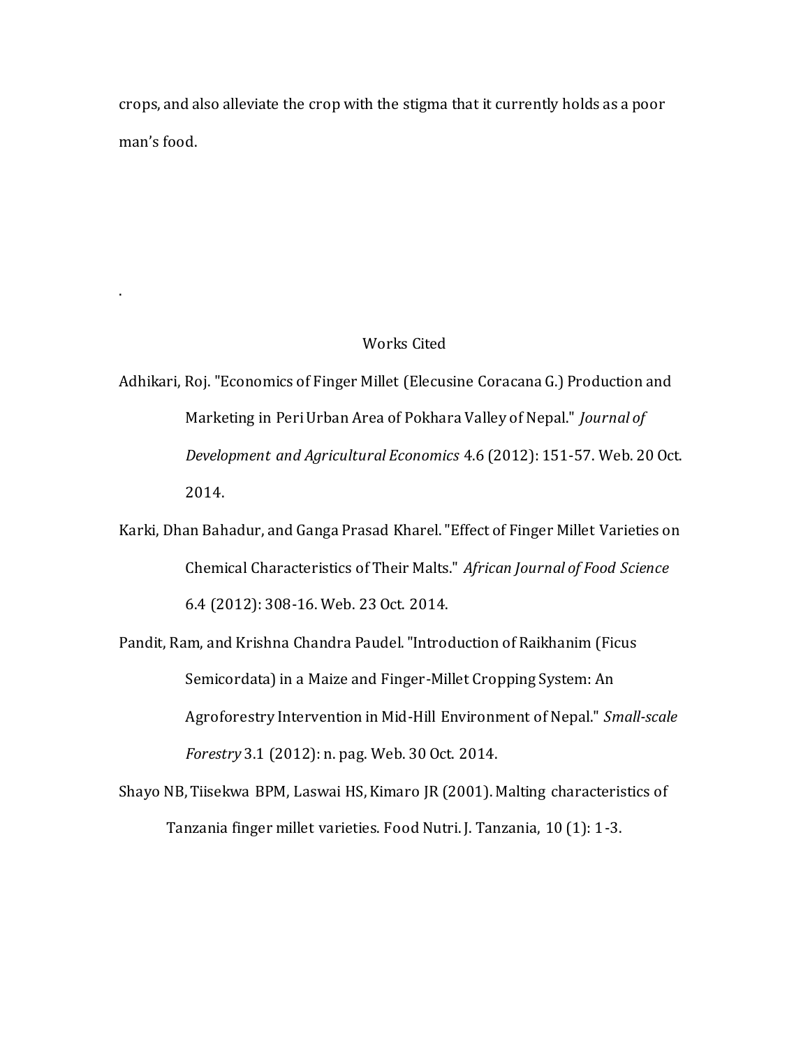crops, and also alleviate the crop with the stigma that it currently holds as a poor man's food.

.

## Works Cited

Adhikari, Roj. "Economics of Finger Millet (Elecusine Coracana G.) Production and Marketing in Peri Urban Area of Pokhara Valley of Nepal." *Journal of Development and Agricultural Economics* 4.6 (2012): 151-57. Web. 20 Oct. 2014.

Karki, Dhan Bahadur, and Ganga Prasad Kharel. "Effect of Finger Millet Varieties on Chemical Characteristics of Their Malts." *African Journal of Food Science* 6.4 (2012): 308-16. Web. 23 Oct. 2014.

Pandit, Ram, and Krishna Chandra Paudel. "Introduction of Raikhanim (Ficus Semicordata) in a Maize and Finger-Millet Cropping System: An Agroforestry Intervention in Mid-Hill Environment of Nepal." *Small-scale Forestry* 3.1 (2012): n. pag. Web. 30 Oct. 2014.

Shayo NB, Tiisekwa BPM, Laswai HS, Kimaro JR (2001). Malting characteristics of Tanzania finger millet varieties. Food Nutri. J. Tanzania, 10 (1): 1-3.